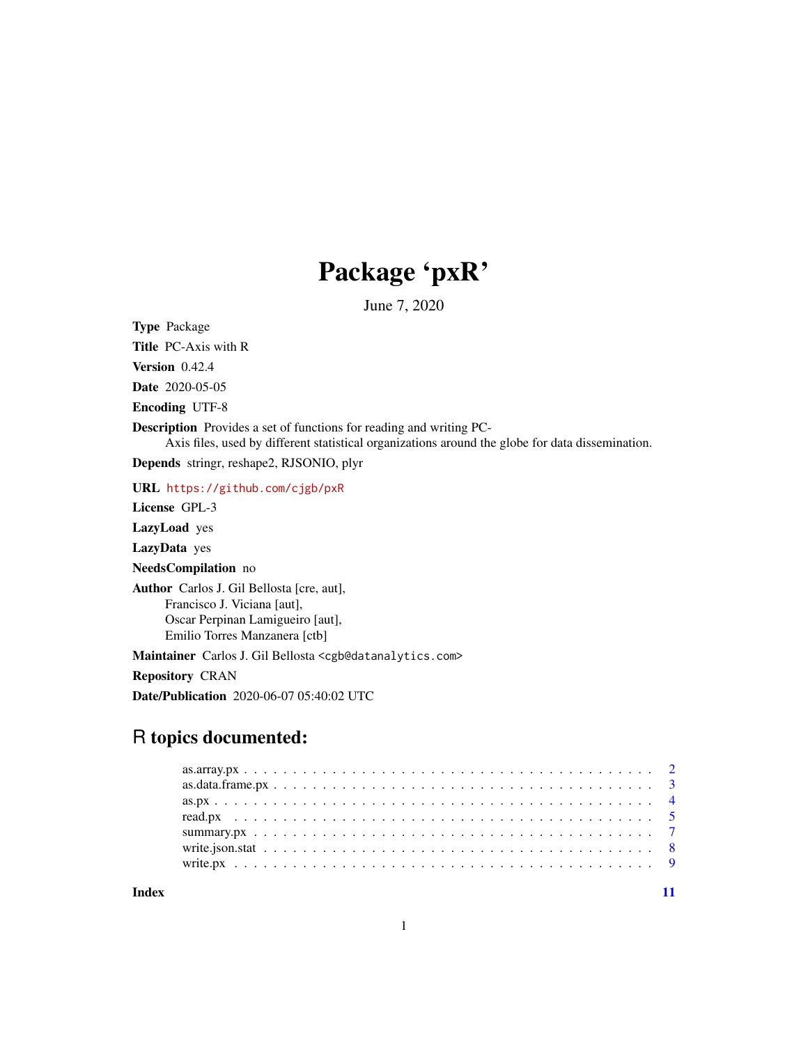# Package 'pxR'

June 7, 2020

**Type** Package

**Title** PC-Axis with R

**Version** 0.42.4

**Date** 2020-05-05

**Encoding** UTF-8

**Description** Provides a set of functions for reading and writing PC-Axis files, used by different statistical organizations around the globe for data dissemination.

**Depends** stringr, reshape2, RJSONIO, plyr

**URL** https://github.com/cjgb/pxR

**License** GPL-3

**LazyLoad** yes

**LazyData** yes

**NeedsCompilation** no

**Author** Carlos J. Gil Bellosta [cre, aut],
Francisco J. Viciana [aut],
Oscar Perpinan Lamigueiro [aut],
Emilio Torres Manzanera [ctb]

**Maintainer** Carlos J. Gil Bellosta <cgb@datanalytics.com>

**Repository** CRAN

**Date/Publication** 2020-06-07 05:40:02 UTC

## R topics documented:

- as.array.px . . . . . . . . . . . . . . . . . . . . . . . . . . . . . . . . . . . . . . . . . 2
- as.data.frame.px . . . . . . . . . . . . . . . . . . . . . . . . . . . . . . . . . . . . . . 3
- as.px . . . . . . . . . . . . . . . . . . . . . . . . . . . . . . . . . . . . . . . . . . . . 4
- read.px . . . . . . . . . . . . . . . . . . . . . . . . . . . . . . . . . . . . . . . . . . . 5
- summary.px . . . . . . . . . . . . . . . . . . . . . . . . . . . . . . . . . . . . . . . . 7
- write.json.stat . . . . . . . . . . . . . . . . . . . . . . . . . . . . . . . . . . . . . . . 8
- write.px . . . . . . . . . . . . . . . . . . . . . . . . . . . . . . . . . . . . . . . . . . 9

**Index** 11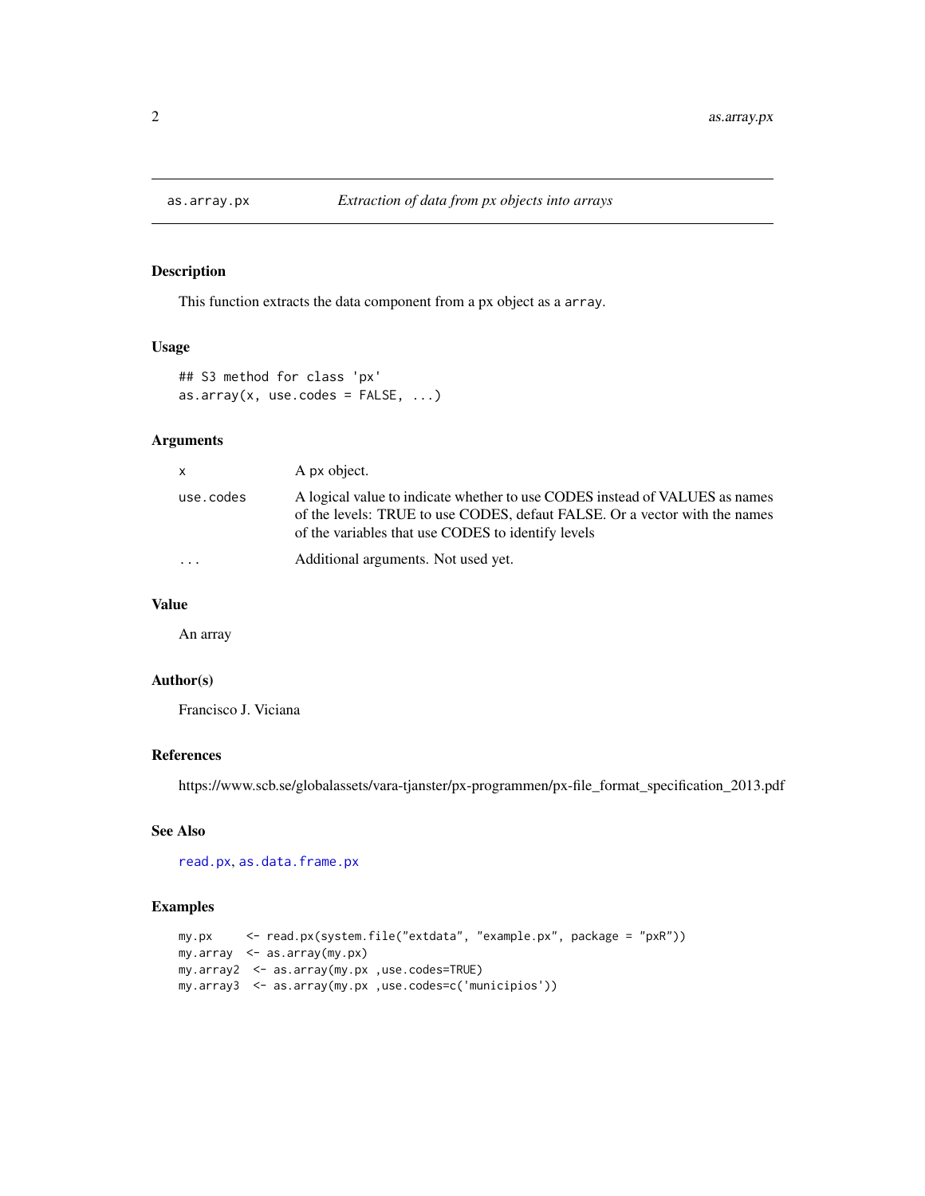as.array.px *Extraction of data from px objects into arrays*

## Description

This function extracts the data component from a px object as a `array`.

## Usage

```
## S3 method for class 'px'
as.array(x, use.codes = FALSE, ...)
```

## Arguments

| | |
|---|---|
| `x` | A px object. |
| `use.codes` | A logical value to indicate whether to use CODES instead of VALUES as names of the levels: TRUE to use CODES, defaut FALSE. Or a vector with the names of the variables that use CODES to identify levels |
| `...` | Additional arguments. Not used yet. |

## Value

An array

## Author(s)

Francisco J. Viciana

## References

https://www.scb.se/globalassets/vara-tjanster/px-programmen/px-file_format_specification_2013.pdf

## See Also

`read.px`, `as.data.frame.px`

## Examples

```
my.px     <- read.px(system.file("extdata", "example.px", package = "pxR"))
my.array  <- as.array(my.px)
my.array2  <- as.array(my.px ,use.codes=TRUE)
my.array3  <- as.array(my.px ,use.codes=c('municipios'))
```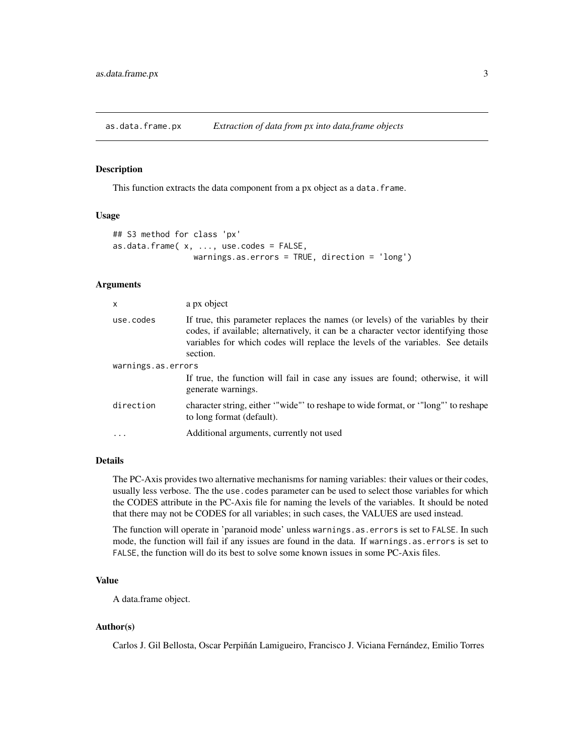## as.data.frame.px — *Extraction of data from px into data.frame objects*

### Description

This function extracts the data component from a px object as a `data.frame`.

### Usage

```
## S3 method for class 'px'
as.data.frame( x, ..., use.codes = FALSE,
                 warnings.as.errors = TRUE, direction = 'long')
```

### Arguments

| | |
|---|---|
| `x` | a px object |
| `use.codes` | If true, this parameter replaces the names (or levels) of the variables by their codes, if available; alternatively, it can be a character vector identifying those variables for which codes will replace the levels of the variables. See details section. |
| `warnings.as.errors` | If true, the function will fail in case any issues are found; otherwise, it will generate warnings. |
| `direction` | character string, either '"wide"' to reshape to wide format, or '"long"' to reshape to long format (default). |
| `...` | Additional arguments, currently not used |

### Details

The PC-Axis provides two alternative mechanisms for naming variables: their values or their codes, usually less verbose. The the `use.codes` parameter can be used to select those variables for which the CODES attribute in the PC-Axis file for naming the levels of the variables. It should be noted that there may not be CODES for all variables; in such cases, the VALUES are used instead.

The function will operate in 'paranoid mode' unless `warnings.as.errors` is set to `FALSE`. In such mode, the function will fail if any issues are found in the data. If `warnings.as.errors` is set to `FALSE`, the function will do its best to solve some known issues in some PC-Axis files.

### Value

A data.frame object.

### Author(s)

Carlos J. Gil Bellosta, Oscar Perpiñán Lamigueiro, Francisco J. Viciana Fernández, Emilio Torres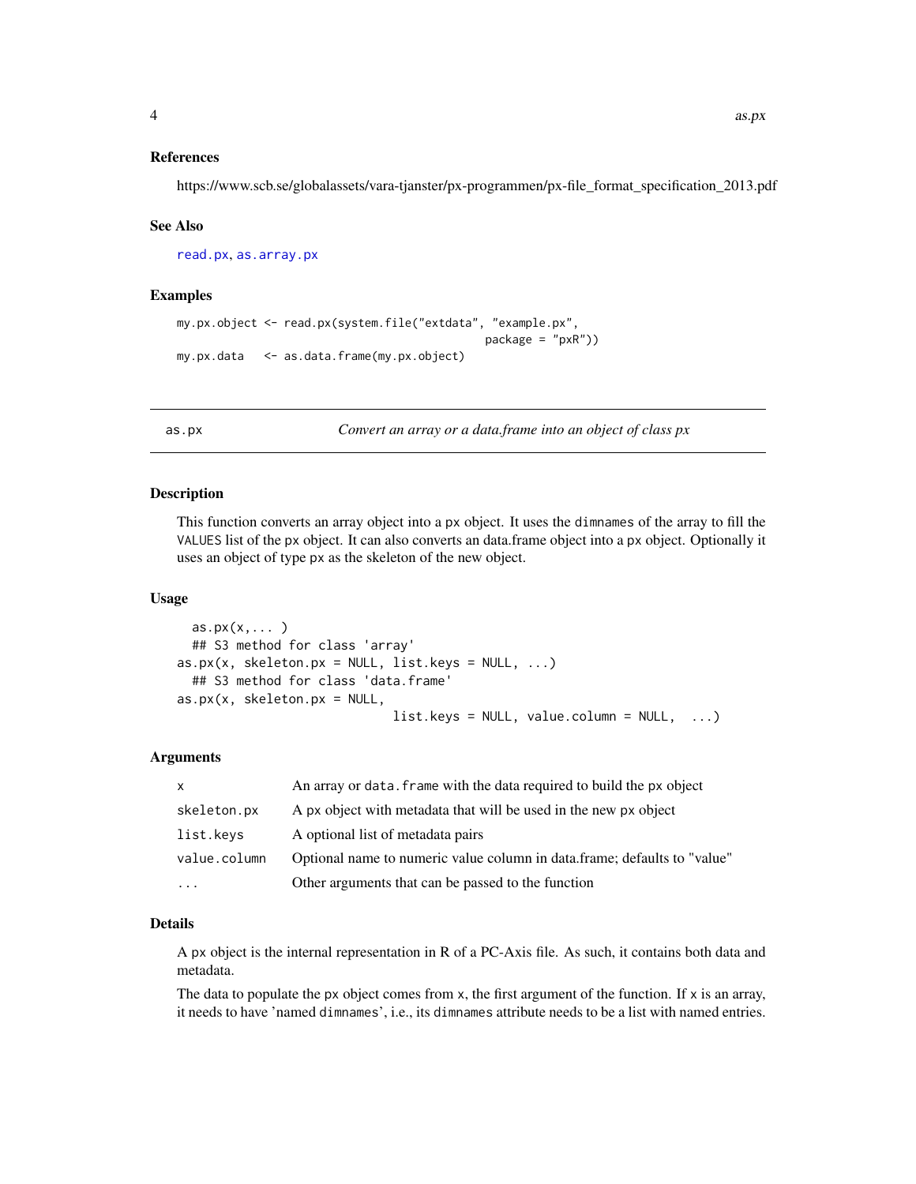### References

https://www.scb.se/globalassets/vara-tjanster/px-programmen/px-file_format_specification_2013.pdf

### See Also

read.px, as.array.px

### Examples

```
my.px.object <- read.px(system.file("extdata", "example.px",
                                              package = "pxR"))
my.px.data   <- as.data.frame(my.px.object)
```

---

## as.px — *Convert an array or a data.frame into an object of class px*

### Description

This function converts an array object into a px object. It uses the dimnames of the array to fill the VALUES list of the px object. It can also converts an data.frame object into a px object. Optionally it uses an object of type px as the skeleton of the new object.

### Usage

```
  as.px(x,... )
  ## S3 method for class 'array'
as.px(x, skeleton.px = NULL, list.keys = NULL, ...)
  ## S3 method for class 'data.frame'
as.px(x, skeleton.px = NULL,
                          list.keys = NULL, value.column = NULL,  ...)
```

### Arguments

| | |
|---|---|
| x | An array or data.frame with the data required to build the px object |
| skeleton.px | A px object with metadata that will be used in the new px object |
| list.keys | A optional list of metadata pairs |
| value.column | Optional name to numeric value column in data.frame; defaults to "value" |
| ... | Other arguments that can be passed to the function |

### Details

A px object is the internal representation in R of a PC-Axis file. As such, it contains both data and metadata.

The data to populate the px object comes from x, the first argument of the function. If x is an array, it needs to have 'named dimnames', i.e., its dimnames attribute needs to be a list with named entries.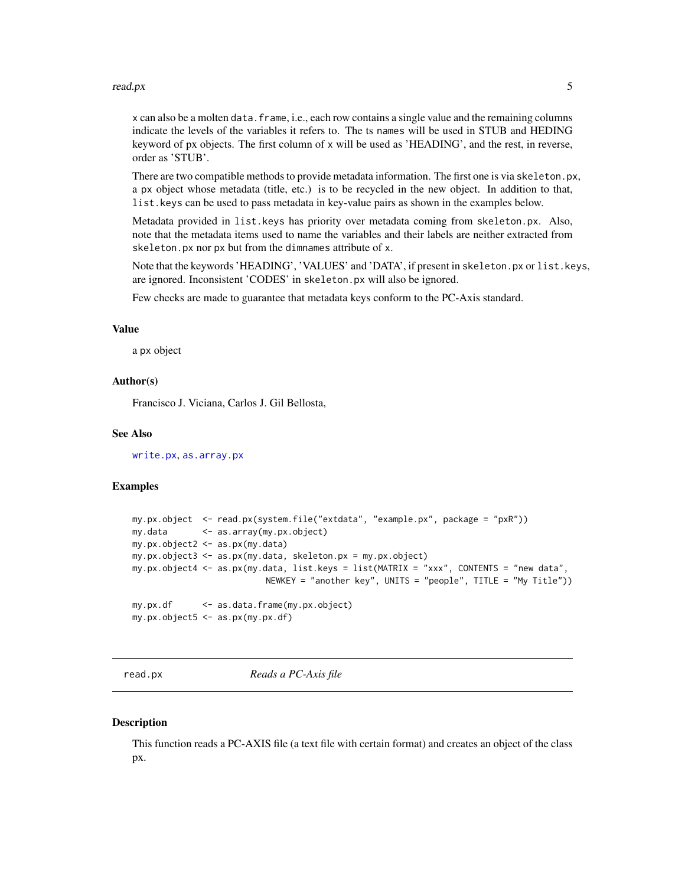x can also be a molten data.frame, i.e., each row contains a single value and the remaining columns indicate the levels of the variables it refers to. The ts names will be used in STUB and HEDING keyword of px objects. The first column of x will be used as 'HEADING', and the rest, in reverse, order as 'STUB'.

There are two compatible methods to provide metadata information. The first one is via skeleton.px, a px object whose metadata (title, etc.) is to be recycled in the new object. In addition to that, list.keys can be used to pass metadata in key-value pairs as shown in the examples below.

Metadata provided in list.keys has priority over metadata coming from skeleton.px. Also, note that the metadata items used to name the variables and their labels are neither extracted from skeleton.px nor px but from the dimnames attribute of x.

Note that the keywords 'HEADING', 'VALUES' and 'DATA', if present in skeleton.px or list.keys, are ignored. Inconsistent 'CODES' in skeleton.px will also be ignored.

Few checks are made to guarantee that metadata keys conform to the PC-Axis standard.

### Value

a px object

### Author(s)

Francisco J. Viciana, Carlos J. Gil Bellosta,

### See Also

write.px, as.array.px

### Examples

```
my.px.object  <- read.px(system.file("extdata", "example.px", package = "pxR"))
my.data       <- as.array(my.px.object)
my.px.object2 <- as.px(my.data)
my.px.object3 <- as.px(my.data, skeleton.px = my.px.object)
my.px.object4 <- as.px(my.data, list.keys = list(MATRIX = "xxx", CONTENTS = "new data",
                          NEWKEY = "another key", UNITS = "people", TITLE = "My Title"))

my.px.df      <- as.data.frame(my.px.object)
my.px.object5 <- as.px(my.px.df)
```

---

## read.px *Reads a PC-Axis file*

### Description

This function reads a PC-AXIS file (a text file with certain format) and creates an object of the class px.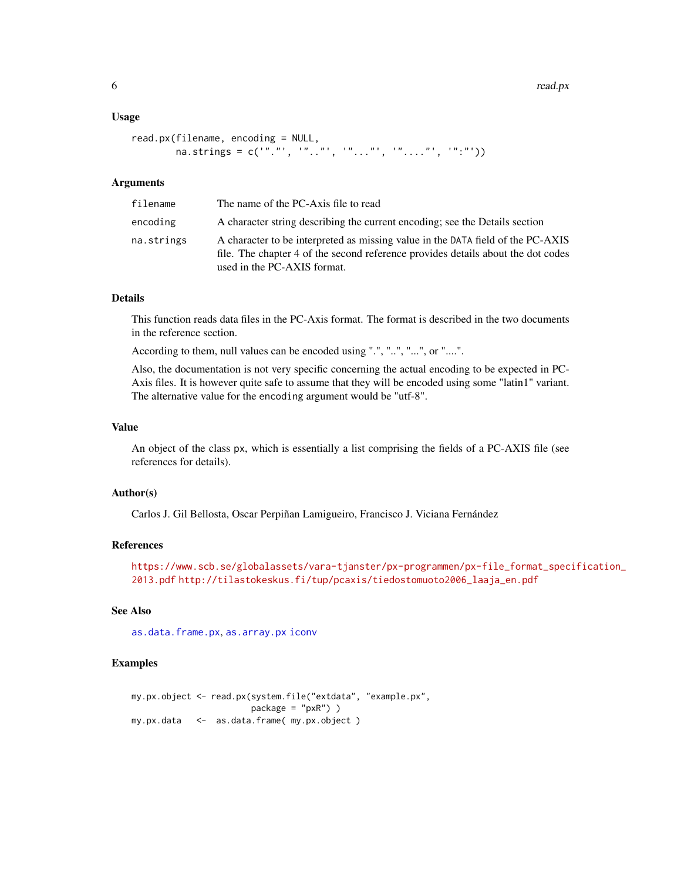### Usage

```
read.px(filename, encoding = NULL,
        na.strings = c('"."', '".."', '"..."', '"...."', '":"'))
```

### Arguments

| | |
|---|---|
| `filename` | The name of the PC-Axis file to read |
| `encoding` | A character string describing the current encoding; see the Details section |
| `na.strings` | A character to be interpreted as missing value in the `DATA` field of the PC-AXIS file. The chapter 4 of the second reference provides details about the dot codes used in the PC-AXIS format. |

### Details

This function reads data files in the PC-Axis format. The format is described in the two documents in the reference section.

According to them, null values can be encoded using ".", "..", "...", or "....".

Also, the documentation is not very specific concerning the actual encoding to be expected in PC-Axis files. It is however quite safe to assume that they will be encoded using some "latin1" variant. The alternative value for the `encoding` argument would be "utf-8".

### Value

An object of the class `px`, which is essentially a list comprising the fields of a PC-AXIS file (see references for details).

### Author(s)

Carlos J. Gil Bellosta, Oscar Perpiñan Lamigueiro, Francisco J. Viciana Fernández

### References

https://www.scb.se/globalassets/vara-tjanster/px-programmen/px-file_format_specification_2013.pdf http://tilastokeskus.fi/tup/pcaxis/tiedostomuoto2006_laaja_en.pdf

### See Also

`as.data.frame.px`, `as.array.px` `iconv`

### Examples

```
my.px.object <- read.px(system.file("extdata", "example.px",
                        package = "pxR") )
my.px.data   <-  as.data.frame( my.px.object )
```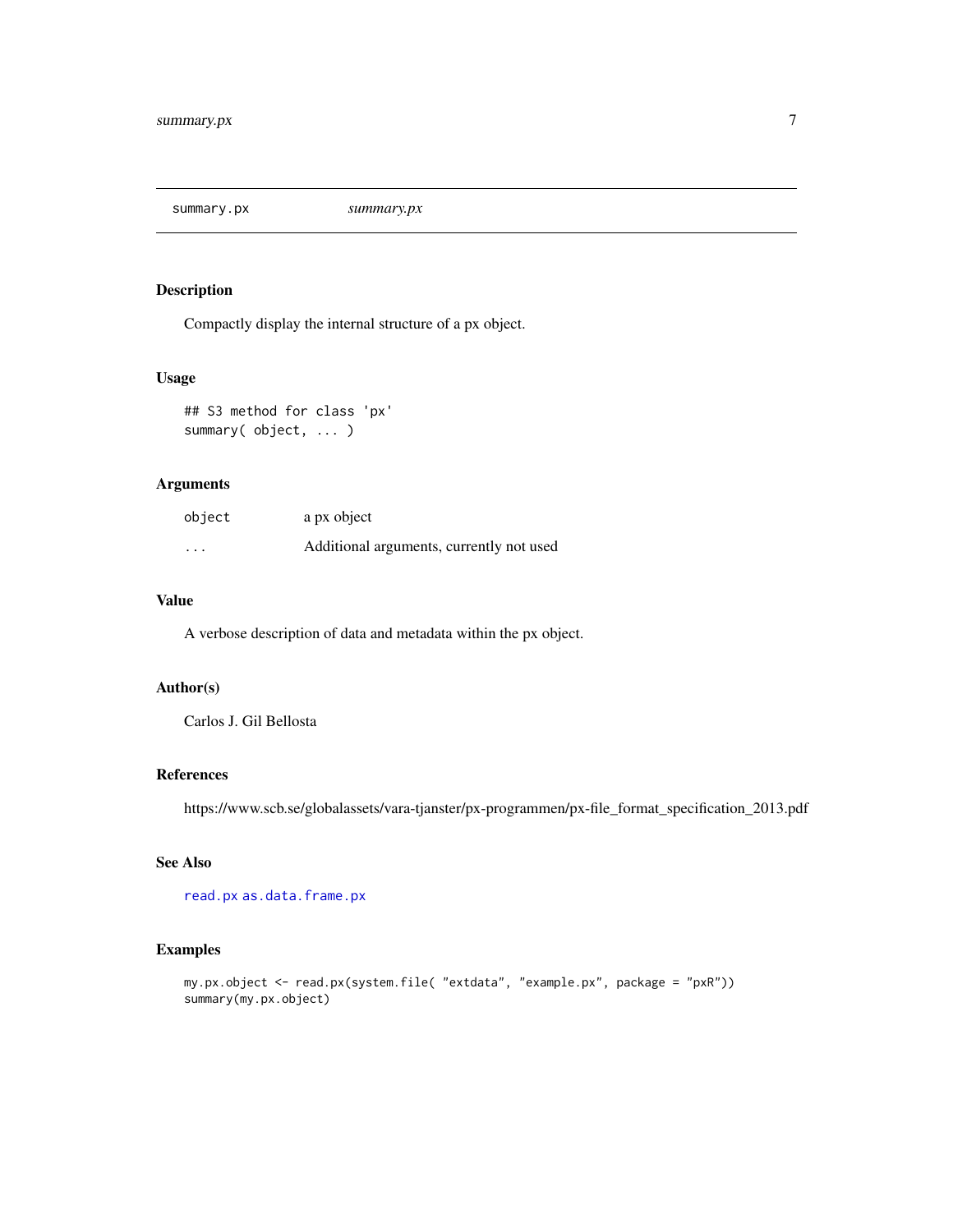# summary.px

*summary.px*

## Description

Compactly display the internal structure of a px object.

## Usage

```
## S3 method for class 'px'
summary( object, ... )
```

## Arguments

| | |
|---|---|
| `object` | a px object |
| `...` | Additional arguments, currently not used |

## Value

A verbose description of data and metadata within the px object.

## Author(s)

Carlos J. Gil Bellosta

## References

https://www.scb.se/globalassets/vara-tjanster/px-programmen/px-file_format_specification_2013.pdf

## See Also

`read.px` `as.data.frame.px`

## Examples

```
my.px.object <- read.px(system.file( "extdata", "example.px", package = "pxR"))
summary(my.px.object)
```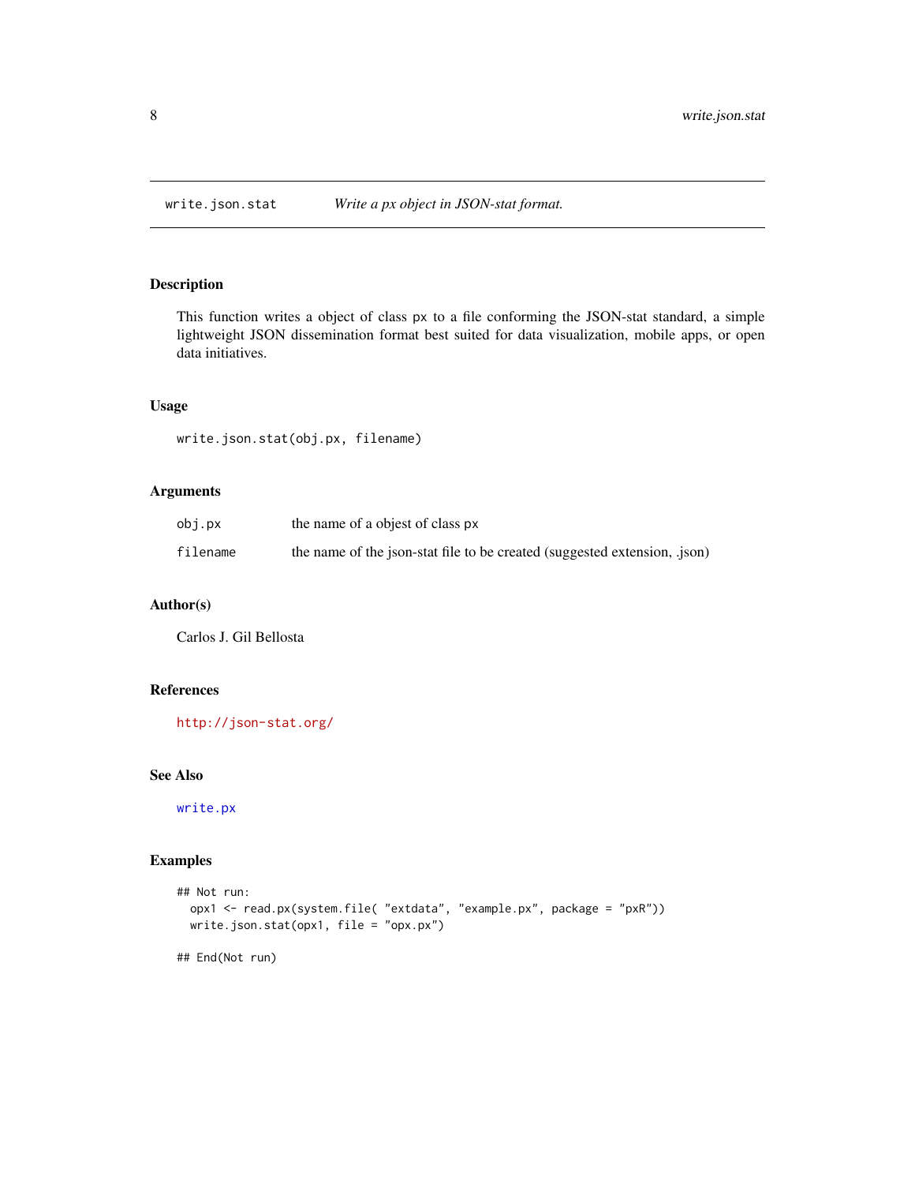# write.json.stat    *Write a px object in JSON-stat format.*

## Description

This function writes a object of class px to a file conforming the JSON-stat standard, a simple lightweight JSON dissemination format best suited for data visualization, mobile apps, or open data initiatives.

## Usage

```
write.json.stat(obj.px, filename)
```

## Arguments

| | |
|---|---|
| obj.px | the name of a objest of class px |
| filename | the name of the json-stat file to be created (suggested extension, .json) |

## Author(s)

Carlos J. Gil Bellosta

## References

http://json-stat.org/

## See Also

write.px

## Examples

```
## Not run:
  opx1 <- read.px(system.file( "extdata", "example.px", package = "pxR"))
  write.json.stat(opx1, file = "opx.px")

## End(Not run)
```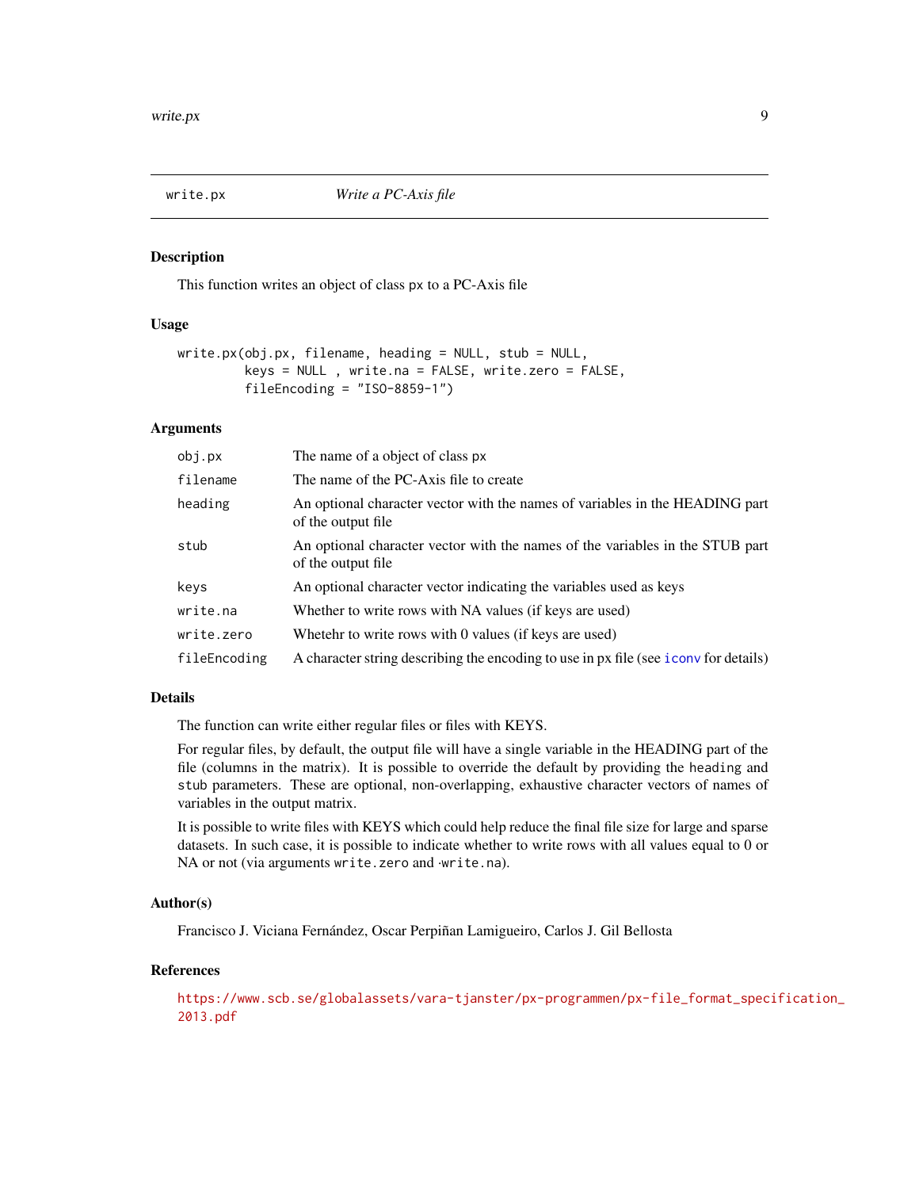# write.px *Write a PC-Axis file*

## Description

This function writes an object of class px to a PC-Axis file

## Usage

```
write.px(obj.px, filename, heading = NULL, stub = NULL,
         keys = NULL , write.na = FALSE, write.zero = FALSE,
         fileEncoding = "ISO-8859-1")
```

## Arguments

| | |
|---|---|
| obj.px | The name of a object of class px |
| filename | The name of the PC-Axis file to create |
| heading | An optional character vector with the names of variables in the HEADING part of the output file |
| stub | An optional character vector with the names of the variables in the STUB part of the output file |
| keys | An optional character vector indicating the variables used as keys |
| write.na | Whether to write rows with NA values (if keys are used) |
| write.zero | Whetehr to write rows with 0 values (if keys are used) |
| fileEncoding | A character string describing the encoding to use in px file (see iconv for details) |

## Details

The function can write either regular files or files with KEYS.

For regular files, by default, the output file will have a single variable in the HEADING part of the file (columns in the matrix). It is possible to override the default by providing the heading and stub parameters. These are optional, non-overlapping, exhaustive character vectors of names of variables in the output matrix.

It is possible to write files with KEYS which could help reduce the final file size for large and sparse datasets. In such case, it is possible to indicate whether to write rows with all values equal to 0 or NA or not (via arguments write.zero and ·write.na).

## Author(s)

Francisco J. Viciana Fernández, Oscar Perpiñan Lamigueiro, Carlos J. Gil Bellosta

## References

https://www.scb.se/globalassets/vara-tjanster/px-programmen/px-file_format_specification_2013.pdf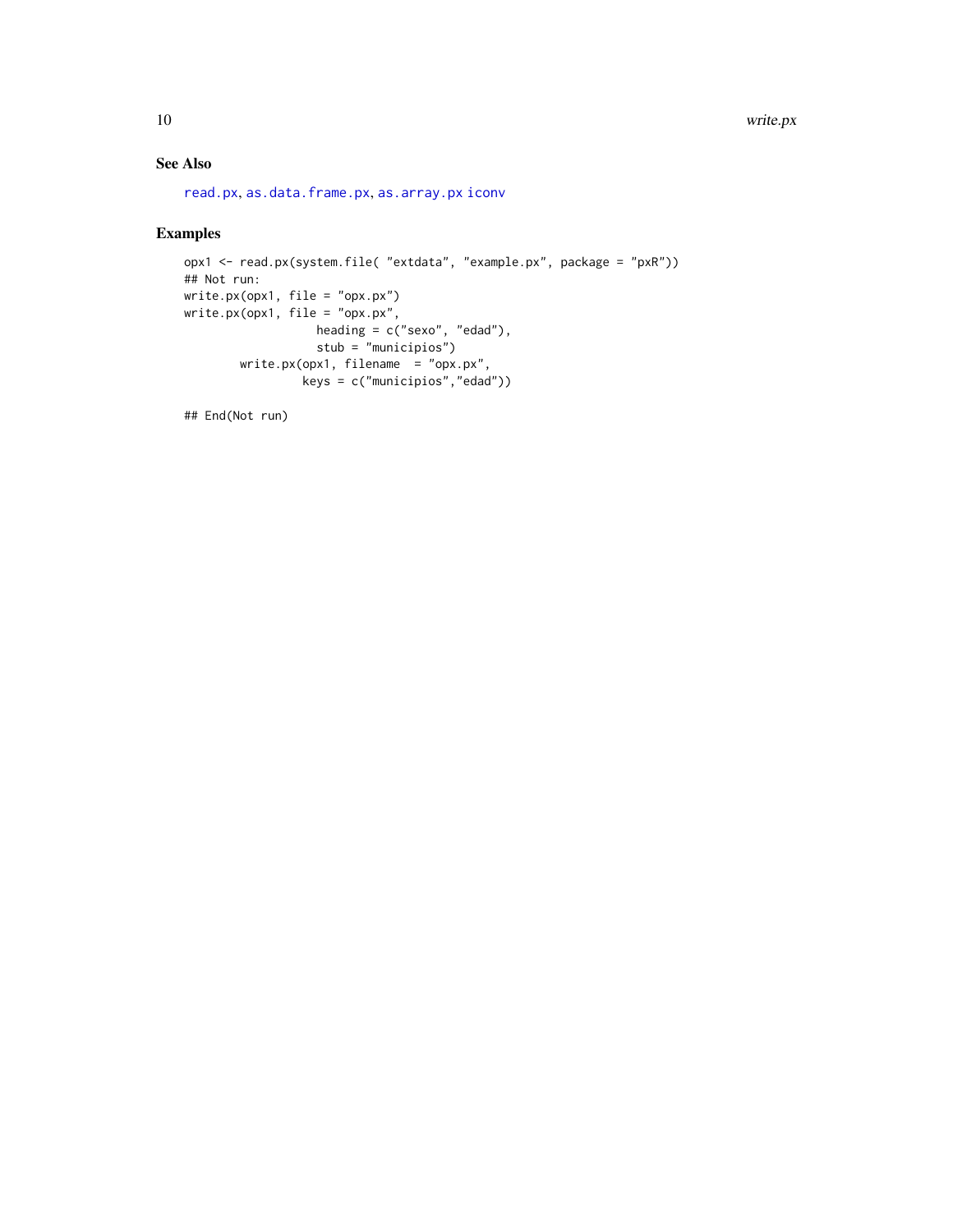## See Also

read.px, as.data.frame.px, as.array.px iconv

## Examples

```
opx1 <- read.px(system.file( "extdata", "example.px", package = "pxR"))
## Not run:
write.px(opx1, file = "opx.px")
write.px(opx1, file = "opx.px",
                   heading = c("sexo", "edad"),
                   stub = "municipios")
        write.px(opx1, filename  = "opx.px",
                 keys = c("municipios","edad"))

## End(Not run)
```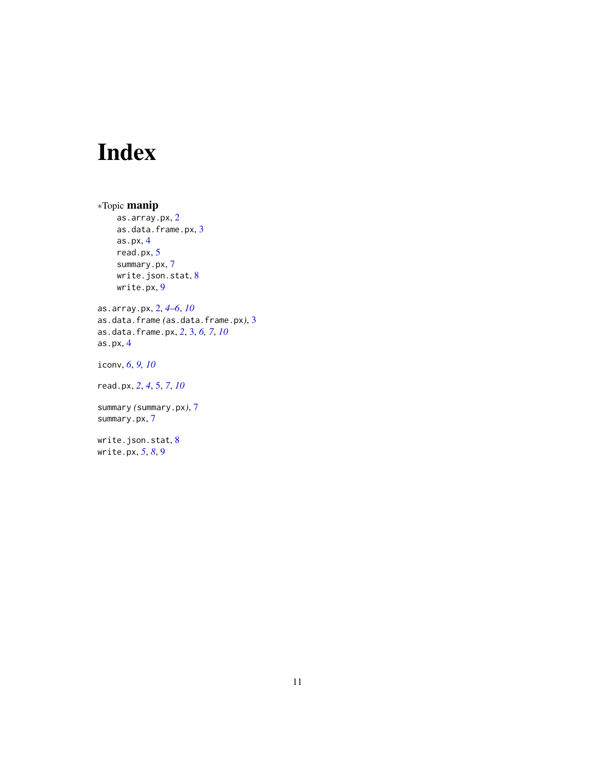# Index

*Topic **manip**

as.array.px, 2
as.data.frame.px, 3
as.px, 4
read.px, 5
summary.px, 7
write.json.stat, 8
write.px, 9

as.array.px, 2, *4–6*, *10*
as.data.frame (as.data.frame.px), 3
as.data.frame.px, *2*, 3, *6, 7*, *10*
as.px, 4

iconv, *6*, *9, 10*

read.px, *2*, *4*, 5, *7*, *10*

summary (summary.px), 7
summary.px, 7

write.json.stat, 8
write.px, *5*, *8*, 9